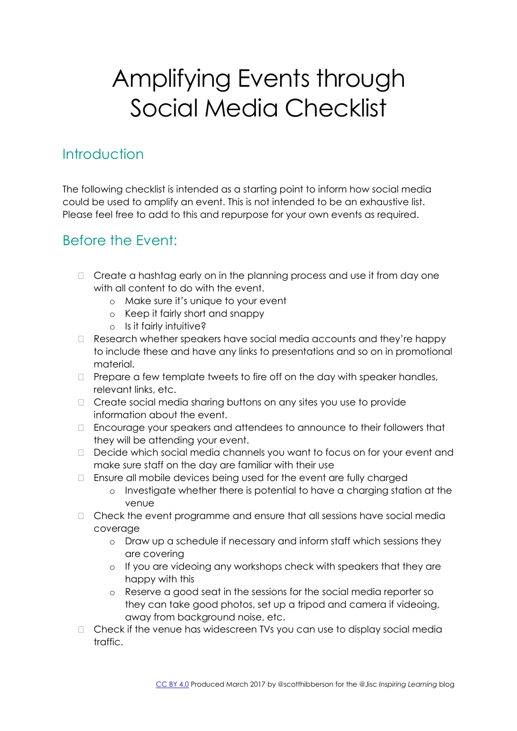# Amplifying Events through Social Media Checklist

## Introduction

The following checklist is intended as a starting point to inform how social media could be used to amplify an event. This is not intended to be an exhaustive list. Please feel free to add to this and repurpose for your own events as required.

## Before the Event:

- Create a hashtag early on in the planning process and use it from day one with all content to do with the event.
  - Make sure it's unique to your event
  - Keep it fairly short and snappy
  - Is it fairly intuitive?
- Research whether speakers have social media accounts and they're happy to include these and have any links to presentations and so on in promotional material.
- Prepare a few template tweets to fire off on the day with speaker handles, relevant links, etc.
- Create social media sharing buttons on any sites you use to provide information about the event.
- Encourage your speakers and attendees to announce to their followers that they will be attending your event.
- Decide which social media channels you want to focus on for your event and make sure staff on the day are familiar with their use
- Ensure all mobile devices being used for the event are fully charged
  - Investigate whether there is potential to have a charging station at the venue
- Check the event programme and ensure that all sessions have social media coverage
  - Draw up a schedule if necessary and inform staff which sessions they are covering
  - If you are videoing any workshops check with speakers that they are happy with this
  - Reserve a good seat in the sessions for the social media reporter so they can take good photos, set up a tripod and camera if videoing, away from background noise, etc.
- Check if the venue has widescreen TVs you can use to display social media traffic.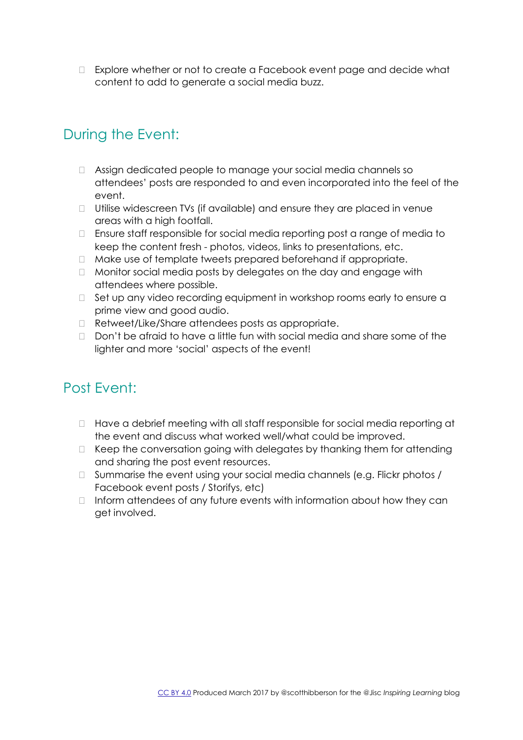- Explore whether or not to create a Facebook event page and decide what content to add to generate a social media buzz.

## During the Event:

- Assign dedicated people to manage your social media channels so attendees' posts are responded to and even incorporated into the feel of the event.
- Utilise widescreen TVs (if available) and ensure they are placed in venue areas with a high footfall.
- Ensure staff responsible for social media reporting post a range of media to keep the content fresh - photos, videos, links to presentations, etc.
- Make use of template tweets prepared beforehand if appropriate.
- Monitor social media posts by delegates on the day and engage with attendees where possible.
- Set up any video recording equipment in workshop rooms early to ensure a prime view and good audio.
- Retweet/Like/Share attendees posts as appropriate.
- Don't be afraid to have a little fun with social media and share some of the lighter and more 'social' aspects of the event!

## Post Event:

- Have a debrief meeting with all staff responsible for social media reporting at the event and discuss what worked well/what could be improved.
- Keep the conversation going with delegates by thanking them for attending and sharing the post event resources.
- Summarise the event using your social media channels (e.g. Flickr photos / Facebook event posts / Storifys, etc)
- Inform attendees of any future events with information about how they can get involved.

CC BY 4.0 Produced March 2017 by @scotthibberson for the @Jisc *Inspiring Learning* blog